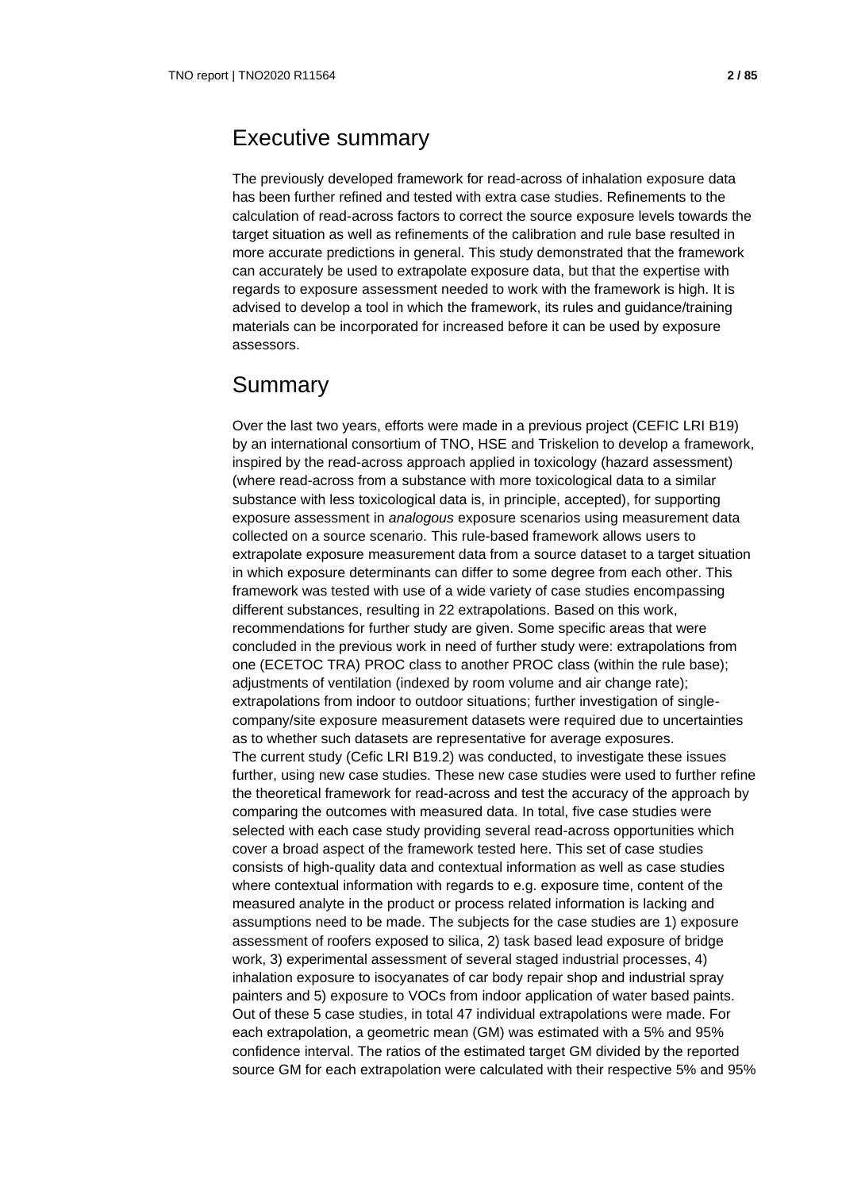## Executive summary

The previously developed framework for read-across of inhalation exposure data has been further refined and tested with extra case studies. Refinements to the calculation of read-across factors to correct the source exposure levels towards the target situation as well as refinements of the calibration and rule base resulted in more accurate predictions in general. This study demonstrated that the framework can accurately be used to extrapolate exposure data, but that the expertise with regards to exposure assessment needed to work with the framework is high. It is advised to develop a tool in which the framework, its rules and guidance/training materials can be incorporated for increased before it can be used by exposure assessors.

## Summary

Over the last two years, efforts were made in a previous project (CEFIC LRI B19) by an international consortium of TNO, HSE and Triskelion to develop a framework, inspired by the read-across approach applied in toxicology (hazard assessment) (where read-across from a substance with more toxicological data to a similar substance with less toxicological data is, in principle, accepted), for supporting exposure assessment in *analogous* exposure scenarios using measurement data collected on a source scenario. This rule-based framework allows users to extrapolate exposure measurement data from a source dataset to a target situation in which exposure determinants can differ to some degree from each other. This framework was tested with use of a wide variety of case studies encompassing different substances, resulting in 22 extrapolations. Based on this work, recommendations for further study are given. Some specific areas that were concluded in the previous work in need of further study were: extrapolations from one (ECETOC TRA) PROC class to another PROC class (within the rule base); adjustments of ventilation (indexed by room volume and air change rate); extrapolations from indoor to outdoor situations; further investigation of single-company/site exposure measurement datasets were required due to uncertainties as to whether such datasets are representative for average exposures.
The current study (Cefic LRI B19.2) was conducted, to investigate these issues further, using new case studies. These new case studies were used to further refine the theoretical framework for read-across and test the accuracy of the approach by comparing the outcomes with measured data. In total, five case studies were selected with each case study providing several read-across opportunities which cover a broad aspect of the framework tested here. This set of case studies consists of high-quality data and contextual information as well as case studies where contextual information with regards to e.g. exposure time, content of the measured analyte in the product or process related information is lacking and assumptions need to be made. The subjects for the case studies are 1) exposure assessment of roofers exposed to silica, 2) task based lead exposure of bridge work, 3) experimental assessment of several staged industrial processes, 4) inhalation exposure to isocyanates of car body repair shop and industrial spray painters and 5) exposure to VOCs from indoor application of water based paints. Out of these 5 case studies, in total 47 individual extrapolations were made. For each extrapolation, a geometric mean (GM) was estimated with a 5% and 95% confidence interval. The ratios of the estimated target GM divided by the reported source GM for each extrapolation were calculated with their respective 5% and 95%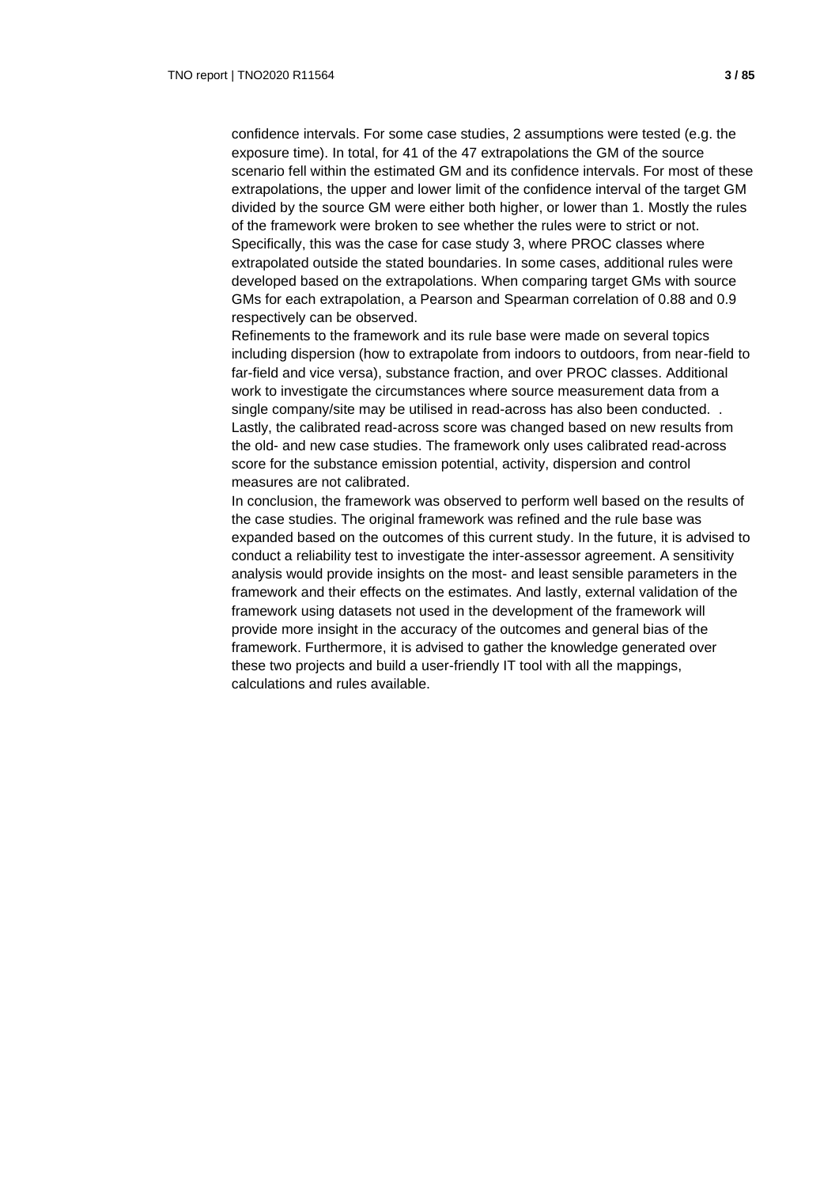confidence intervals. For some case studies, 2 assumptions were tested (e.g. the exposure time). In total, for 41 of the 47 extrapolations the GM of the source scenario fell within the estimated GM and its confidence intervals. For most of these extrapolations, the upper and lower limit of the confidence interval of the target GM divided by the source GM were either both higher, or lower than 1. Mostly the rules of the framework were broken to see whether the rules were to strict or not. Specifically, this was the case for case study 3, where PROC classes where extrapolated outside the stated boundaries. In some cases, additional rules were developed based on the extrapolations. When comparing target GMs with source GMs for each extrapolation, a Pearson and Spearman correlation of 0.88 and 0.9 respectively can be observed.

Refinements to the framework and its rule base were made on several topics including dispersion (how to extrapolate from indoors to outdoors, from near-field to far-field and vice versa), substance fraction, and over PROC classes. Additional work to investigate the circumstances where source measurement data from a single company/site may be utilised in read-across has also been conducted. . Lastly, the calibrated read-across score was changed based on new results from the old- and new case studies. The framework only uses calibrated read-across score for the substance emission potential, activity, dispersion and control measures are not calibrated.

In conclusion, the framework was observed to perform well based on the results of the case studies. The original framework was refined and the rule base was expanded based on the outcomes of this current study. In the future, it is advised to conduct a reliability test to investigate the inter-assessor agreement. A sensitivity analysis would provide insights on the most- and least sensible parameters in the framework and their effects on the estimates. And lastly, external validation of the framework using datasets not used in the development of the framework will provide more insight in the accuracy of the outcomes and general bias of the framework. Furthermore, it is advised to gather the knowledge generated over these two projects and build a user-friendly IT tool with all the mappings, calculations and rules available.